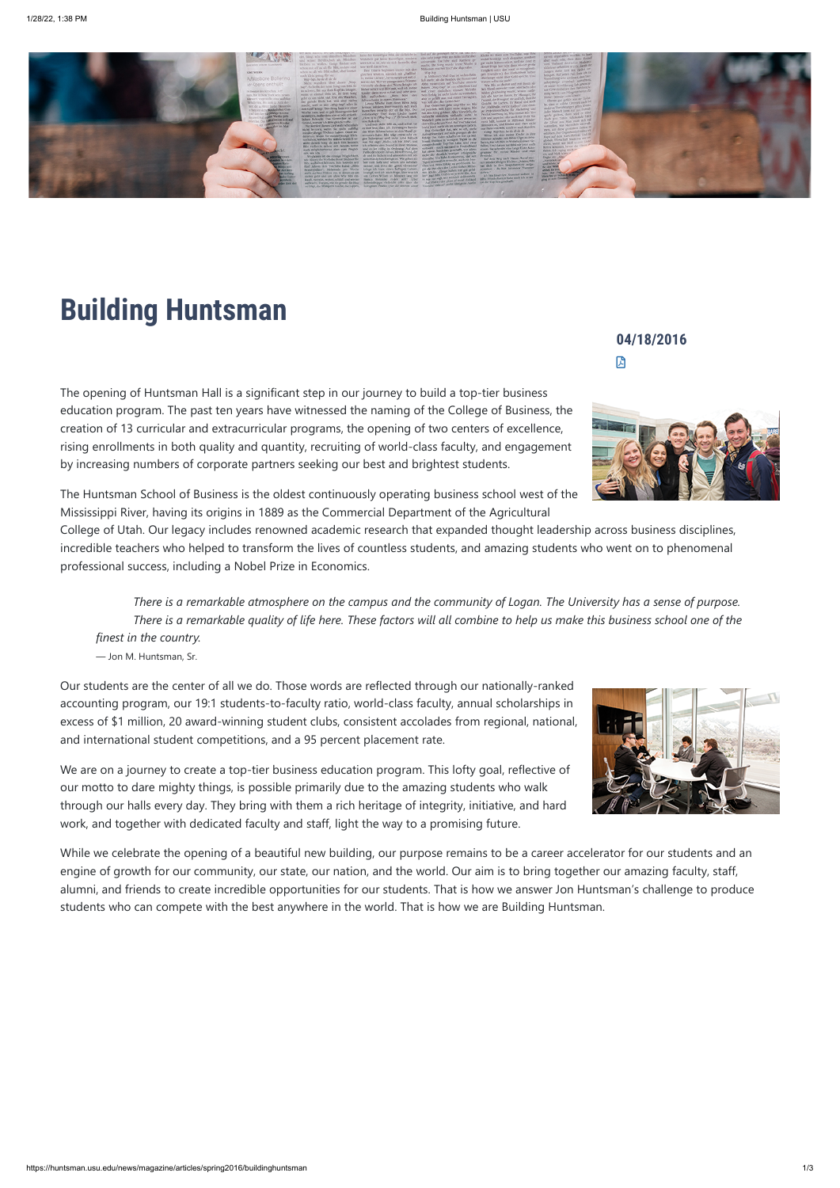# Building Huntsman

**04/18/2016**

The opening of Huntsman Hall is a significant step in our journey to build a top-tier business education program. The past ten years have witnessed the naming of the College of Business, the creation of 13 curricular and extracurricular programs, the opening of two centers of excellence, rising enrollments in both quality and quantity, recruiting of world-class faculty, and engagement by increasing numbers of corporate partners seeking our best and brightest students.

The Huntsman School of Business is the oldest continuously operating business school west of the Mississippi River, having its origins in 1889 as the Commercial Department of the Agricultural College of Utah. Our legacy includes renowned academic research that expanded thought leadership across business disciplines, incredible teachers who helped to transform the lives of countless students, and amazing students who went on to phenomenal professional success, including a Nobel Prize in Economics.

> *There is a remarkable atmosphere on the campus and the community of Logan. The University has a sense of purpose. There is a remarkable quality of life here. These factors will all combine to help us make this business school one of the finest in the country.*
>
> — Jon M. Huntsman, Sr.

Our students are the center of all we do. Those words are reflected through our nationally-ranked accounting program, our 19:1 students-to-faculty ratio, world-class faculty, annual scholarships in excess of $1 million, 20 award-winning student clubs, consistent accolades from regional, national, and international student competitions, and a 95 percent placement rate.

We are on a journey to create a top-tier business education program. This lofty goal, reflective of our motto to dare mighty things, is possible primarily due to the amazing students who walk through our halls every day. They bring with them a rich heritage of integrity, initiative, and hard work, and together with dedicated faculty and staff, light the way to a promising future.

While we celebrate the opening of a beautiful new building, our purpose remains to be a career accelerator for our students and an engine of growth for our community, our state, our nation, and the world. Our aim is to bring together our amazing faculty, staff, alumni, and friends to create incredible opportunities for our students. That is how we answer Jon Huntsman's challenge to produce students who can compete with the best anywhere in the world. That is how we are Building Huntsman.